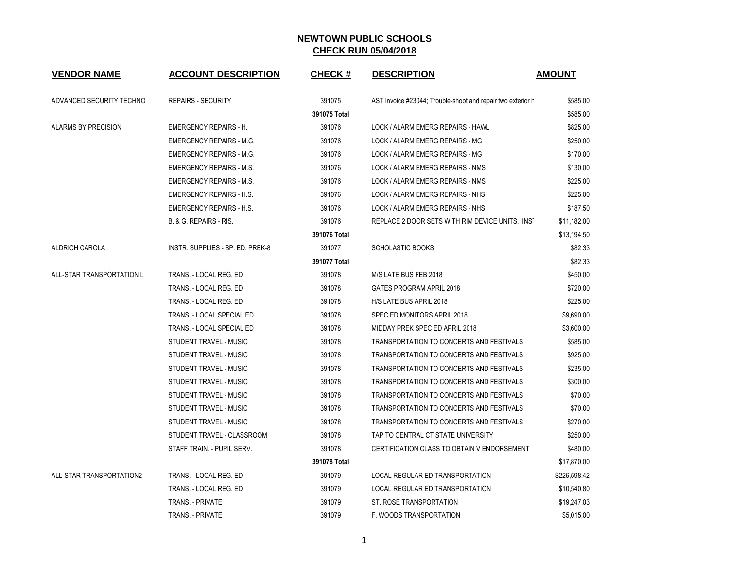# NEWTOWN PUBLIC SCHOOLS
## CHECK RUN 05/04/2018

| VENDOR NAME | ACCOUNT DESCRIPTION | CHECK # | DESCRIPTION | AMOUNT |
|---|---|---|---|---|
| ADVANCED SECURITY TECHNO | REPAIRS - SECURITY | 391075 | AST Invoice #23044; Trouble-shoot and repair two exterior h | $585.00 |
| | | **391075 Total** | | $585.00 |
| ALARMS BY PRECISION | EMERGENCY REPAIRS - H. | 391076 | LOCK / ALARM EMERG REPAIRS - HAWL | $825.00 |
| | EMERGENCY REPAIRS - M.G. | 391076 | LOCK / ALARM EMERG REPAIRS - MG | $250.00 |
| | EMERGENCY REPAIRS - M.G. | 391076 | LOCK / ALARM EMERG REPAIRS - MG | $170.00 |
| | EMERGENCY REPAIRS - M.S. | 391076 | LOCK / ALARM EMERG REPAIRS - NMS | $130.00 |
| | EMERGENCY REPAIRS - M.S. | 391076 | LOCK / ALARM EMERG REPAIRS - NMS | $225.00 |
| | EMERGENCY REPAIRS - H.S. | 391076 | LOCK / ALARM EMERG REPAIRS - NHS | $225.00 |
| | EMERGENCY REPAIRS - H.S. | 391076 | LOCK / ALARM EMERG REPAIRS - NHS | $187.50 |
| | B. & G. REPAIRS - RIS. | 391076 | REPLACE 2 DOOR SETS WITH RIM DEVICE UNITS. INST | $11,182.00 |
| | | **391076 Total** | | $13,194.50 |
| ALDRICH CAROLA | INSTR. SUPPLIES - SP. ED. PREK-8 | 391077 | SCHOLASTIC BOOKS | $82.33 |
| | | **391077 Total** | | $82.33 |
| ALL-STAR TRANSPORTATION L | TRANS. - LOCAL REG. ED | 391078 | M/S LATE BUS FEB 2018 | $450.00 |
| | TRANS. - LOCAL REG. ED | 391078 | GATES PROGRAM APRIL 2018 | $720.00 |
| | TRANS. - LOCAL REG. ED | 391078 | H/S LATE BUS APRIL 2018 | $225.00 |
| | TRANS. - LOCAL SPECIAL ED | 391078 | SPEC ED MONITORS APRIL 2018 | $9,690.00 |
| | TRANS. - LOCAL SPECIAL ED | 391078 | MIDDAY PREK SPEC ED APRIL 2018 | $3,600.00 |
| | STUDENT TRAVEL - MUSIC | 391078 | TRANSPORTATION TO CONCERTS AND FESTIVALS | $585.00 |
| | STUDENT TRAVEL - MUSIC | 391078 | TRANSPORTATION TO CONCERTS AND FESTIVALS | $925.00 |
| | STUDENT TRAVEL - MUSIC | 391078 | TRANSPORTATION TO CONCERTS AND FESTIVALS | $235.00 |
| | STUDENT TRAVEL - MUSIC | 391078 | TRANSPORTATION TO CONCERTS AND FESTIVALS | $300.00 |
| | STUDENT TRAVEL - MUSIC | 391078 | TRANSPORTATION TO CONCERTS AND FESTIVALS | $70.00 |
| | STUDENT TRAVEL - MUSIC | 391078 | TRANSPORTATION TO CONCERTS AND FESTIVALS | $70.00 |
| | STUDENT TRAVEL - MUSIC | 391078 | TRANSPORTATION TO CONCERTS AND FESTIVALS | $270.00 |
| | STUDENT TRAVEL - CLASSROOM | 391078 | TAP TO CENTRAL CT STATE UNIVERSITY | $250.00 |
| | STAFF TRAIN. - PUPIL SERV. | 391078 | CERTIFICATION CLASS TO OBTAIN V ENDORSEMENT | $480.00 |
| | | **391078 Total** | | $17,870.00 |
| ALL-STAR TRANSPORTATION2 | TRANS. - LOCAL REG. ED | 391079 | LOCAL REGULAR ED TRANSPORTATION | $226,598.42 |
| | TRANS. - LOCAL REG. ED | 391079 | LOCAL REGULAR ED TRANSPORTATION | $10,540.80 |
| | TRANS. - PRIVATE | 391079 | ST. ROSE TRANSPORTATION | $19,247.03 |
| | TRANS. - PRIVATE | 391079 | F. WOODS TRANSPORTATION | $5,015.00 |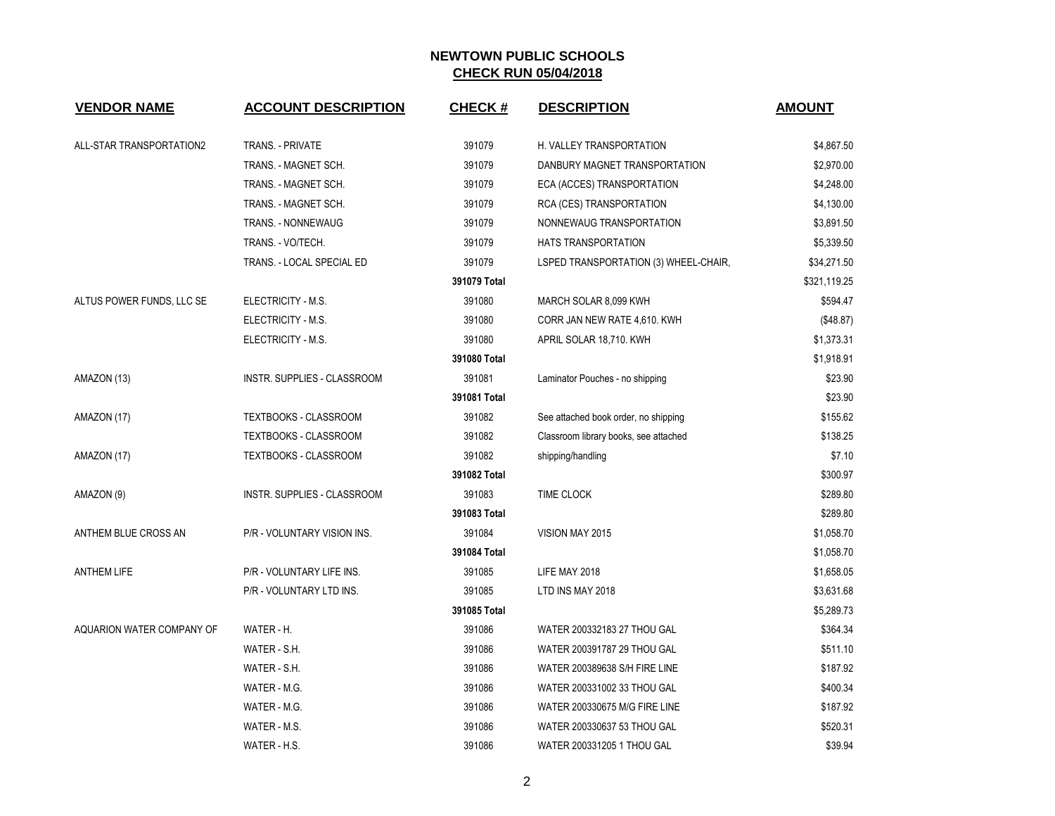## NEWTOWN PUBLIC SCHOOLS
## CHECK RUN 05/04/2018

| VENDOR NAME | ACCOUNT DESCRIPTION | CHECK # | DESCRIPTION | AMOUNT |
|---|---|---|---|---|
| ALL-STAR TRANSPORTATION2 | TRANS. - PRIVATE | 391079 | H. VALLEY TRANSPORTATION | $4,867.50 |
| | TRANS. - MAGNET SCH. | 391079 | DANBURY MAGNET TRANSPORTATION | $2,970.00 |
| | TRANS. - MAGNET SCH. | 391079 | ECA (ACCES) TRANSPORTATION | $4,248.00 |
| | TRANS. - MAGNET SCH. | 391079 | RCA (CES) TRANSPORTATION | $4,130.00 |
| | TRANS. - NONNEWAUG | 391079 | NONNEWAUG TRANSPORTATION | $3,891.50 |
| | TRANS. - VO/TECH. | 391079 | HATS TRANSPORTATION | $5,339.50 |
| | TRANS. - LOCAL SPECIAL ED | 391079 | LSPED TRANSPORTATION (3) WHEEL-CHAIR, | $34,271.50 |
| | | **391079 Total** | | $321,119.25 |
| ALTUS POWER FUNDS, LLC SE | ELECTRICITY - M.S. | 391080 | MARCH SOLAR 8,099 KWH | $594.47 |
| | ELECTRICITY - M.S. | 391080 | CORR JAN NEW RATE 4,610. KWH | ($48.87) |
| | ELECTRICITY - M.S. | 391080 | APRIL SOLAR 18,710. KWH | $1,373.31 |
| | | **391080 Total** | | $1,918.91 |
| AMAZON (13) | INSTR. SUPPLIES - CLASSROOM | 391081 | Laminator Pouches - no shipping | $23.90 |
| | | **391081 Total** | | $23.90 |
| AMAZON (17) | TEXTBOOKS - CLASSROOM | 391082 | See attached book order, no shipping | $155.62 |
| | TEXTBOOKS - CLASSROOM | 391082 | Classroom library books, see attached | $138.25 |
| AMAZON (17) | TEXTBOOKS - CLASSROOM | 391082 | shipping/handling | $7.10 |
| | | **391082 Total** | | $300.97 |
| AMAZON (9) | INSTR. SUPPLIES - CLASSROOM | 391083 | TIME CLOCK | $289.80 |
| | | **391083 Total** | | $289.80 |
| ANTHEM BLUE CROSS AN | P/R - VOLUNTARY VISION INS. | 391084 | VISION MAY 2015 | $1,058.70 |
| | | **391084 Total** | | $1,058.70 |
| ANTHEM LIFE | P/R - VOLUNTARY LIFE INS. | 391085 | LIFE MAY 2018 | $1,658.05 |
| | P/R - VOLUNTARY LTD INS. | 391085 | LTD INS MAY 2018 | $3,631.68 |
| | | **391085 Total** | | $5,289.73 |
| AQUARION WATER COMPANY OF | WATER - H. | 391086 | WATER 200332183 27 THOU GAL | $364.34 |
| | WATER - S.H. | 391086 | WATER 200391787 29 THOU GAL | $511.10 |
| | WATER - S.H. | 391086 | WATER 200389638 S/H FIRE LINE | $187.92 |
| | WATER - M.G. | 391086 | WATER 200331002 33 THOU GAL | $400.34 |
| | WATER - M.G. | 391086 | WATER 200330675 M/G FIRE LINE | $187.92 |
| | WATER - M.S. | 391086 | WATER 200330637 53 THOU GAL | $520.31 |
| | WATER - H.S. | 391086 | WATER 200331205 1 THOU GAL | $39.94 |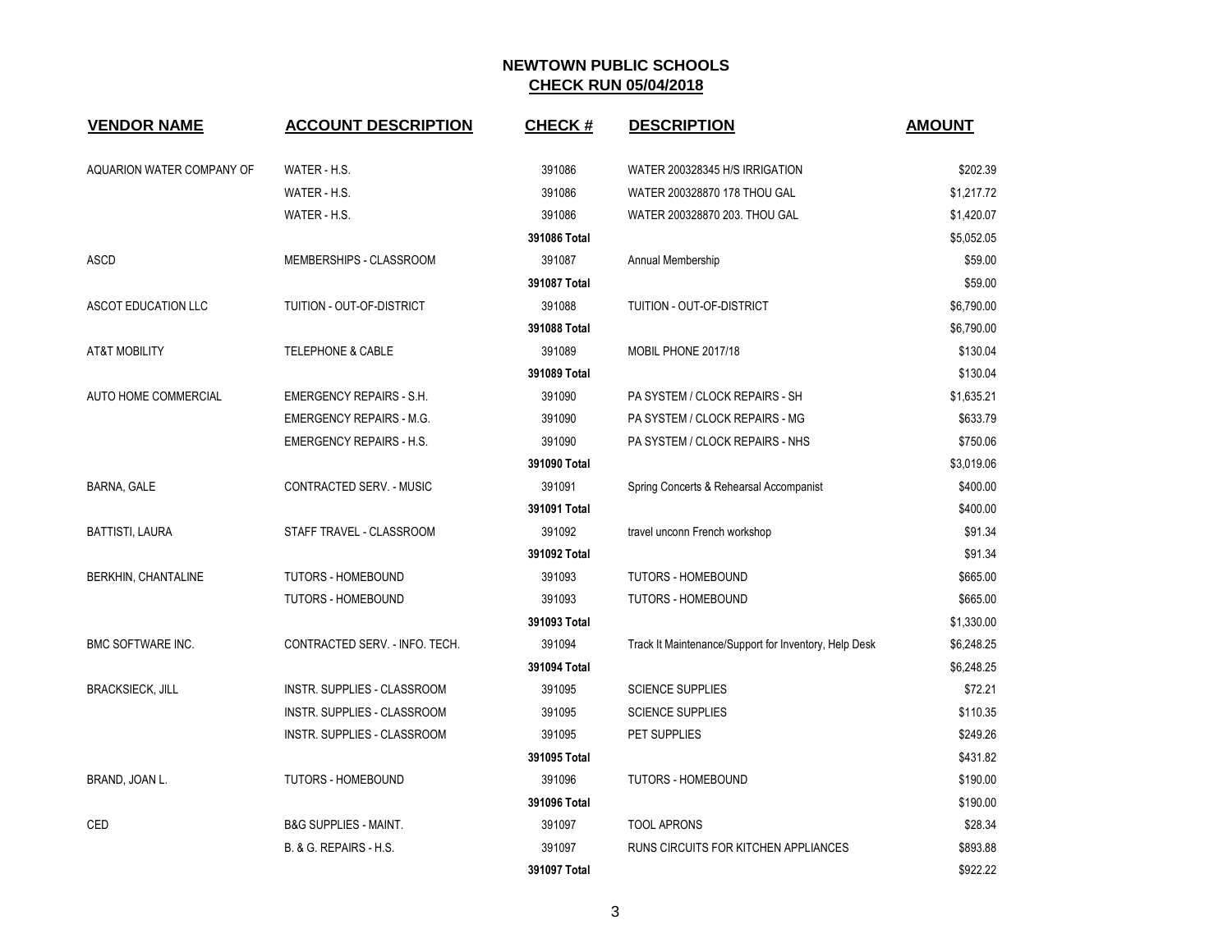## NEWTOWN PUBLIC SCHOOLS
## CHECK RUN 05/04/2018

| VENDOR NAME | ACCOUNT DESCRIPTION | CHECK # | DESCRIPTION | AMOUNT |
|---|---|---|---|---|
| AQUARION WATER COMPANY OF | WATER - H.S. | 391086 | WATER 200328345 H/S IRRIGATION | $202.39 |
| | WATER - H.S. | 391086 | WATER 200328870 178 THOU GAL | $1,217.72 |
| | WATER - H.S. | 391086 | WATER 200328870 203. THOU GAL | $1,420.07 |
| | | **391086 Total** | | $5,052.05 |
| ASCD | MEMBERSHIPS - CLASSROOM | 391087 | Annual Membership | $59.00 |
| | | **391087 Total** | | $59.00 |
| ASCOT EDUCATION LLC | TUITION - OUT-OF-DISTRICT | 391088 | TUITION - OUT-OF-DISTRICT | $6,790.00 |
| | | **391088 Total** | | $6,790.00 |
| AT&T MOBILITY | TELEPHONE & CABLE | 391089 | MOBIL PHONE 2017/18 | $130.04 |
| | | **391089 Total** | | $130.04 |
| AUTO HOME COMMERCIAL | EMERGENCY REPAIRS - S.H. | 391090 | PA SYSTEM / CLOCK REPAIRS - SH | $1,635.21 |
| | EMERGENCY REPAIRS - M.G. | 391090 | PA SYSTEM / CLOCK REPAIRS - MG | $633.79 |
| | EMERGENCY REPAIRS - H.S. | 391090 | PA SYSTEM / CLOCK REPAIRS - NHS | $750.06 |
| | | **391090 Total** | | $3,019.06 |
| BARNA, GALE | CONTRACTED SERV. - MUSIC | 391091 | Spring Concerts & Rehearsal Accompanist | $400.00 |
| | | **391091 Total** | | $400.00 |
| BATTISTI, LAURA | STAFF TRAVEL - CLASSROOM | 391092 | travel unconn French workshop | $91.34 |
| | | **391092 Total** | | $91.34 |
| BERKHIN, CHANTALINE | TUTORS - HOMEBOUND | 391093 | TUTORS - HOMEBOUND | $665.00 |
| | TUTORS - HOMEBOUND | 391093 | TUTORS - HOMEBOUND | $665.00 |
| | | **391093 Total** | | $1,330.00 |
| BMC SOFTWARE INC. | CONTRACTED SERV. - INFO. TECH. | 391094 | Track It Maintenance/Support for Inventory, Help Desk | $6,248.25 |
| | | **391094 Total** | | $6,248.25 |
| BRACKSIECK, JILL | INSTR. SUPPLIES - CLASSROOM | 391095 | SCIENCE SUPPLIES | $72.21 |
| | INSTR. SUPPLIES - CLASSROOM | 391095 | SCIENCE SUPPLIES | $110.35 |
| | INSTR. SUPPLIES - CLASSROOM | 391095 | PET SUPPLIES | $249.26 |
| | | **391095 Total** | | $431.82 |
| BRAND, JOAN L. | TUTORS - HOMEBOUND | 391096 | TUTORS - HOMEBOUND | $190.00 |
| | | **391096 Total** | | $190.00 |
| CED | B&G SUPPLIES - MAINT. | 391097 | TOOL APRONS | $28.34 |
| | B. & G. REPAIRS - H.S. | 391097 | RUNS CIRCUITS FOR KITCHEN APPLIANCES | $893.88 |
| | | **391097 Total** | | $922.22 |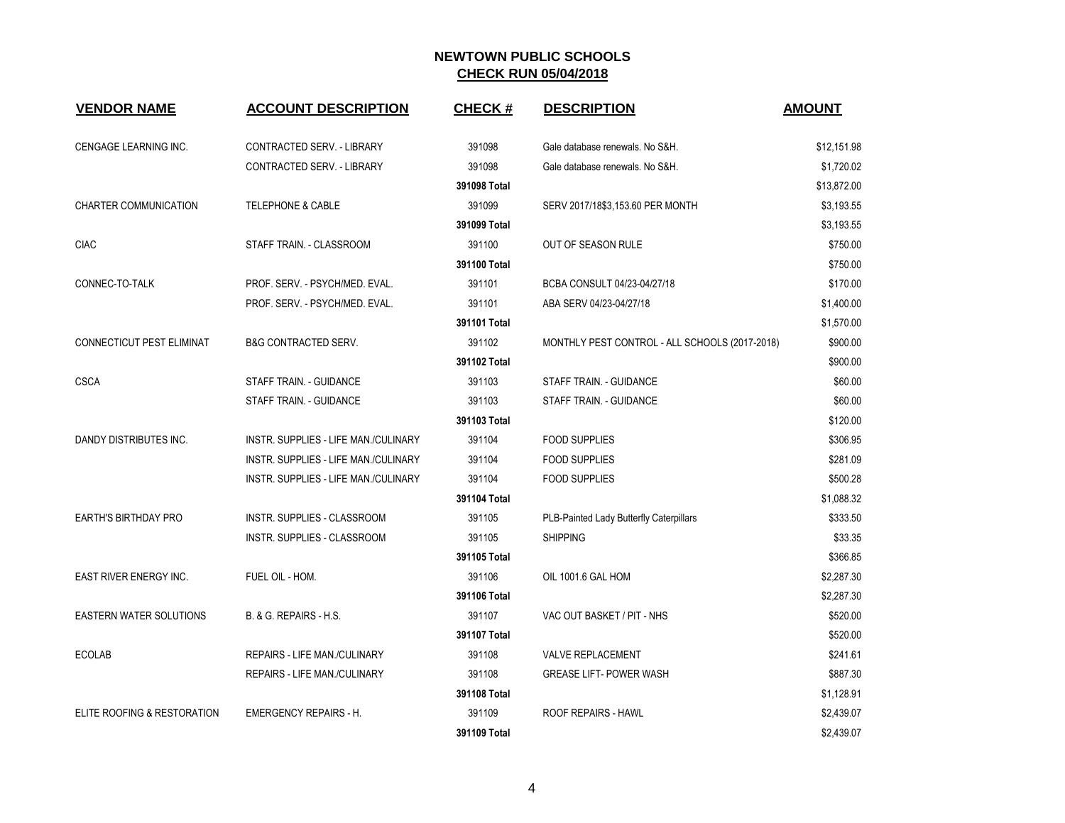# NEWTOWN PUBLIC SCHOOLS

## CHECK RUN 05/04/2018

| VENDOR NAME | ACCOUNT DESCRIPTION | CHECK # | DESCRIPTION | AMOUNT |
|---|---|---|---|---|
| CENGAGE LEARNING INC. | CONTRACTED SERV. - LIBRARY | 391098 | Gale database renewals. No S&H. | $12,151.98 |
| | CONTRACTED SERV. - LIBRARY | 391098 | Gale database renewals. No S&H. | $1,720.02 |
| | | **391098 Total** | | $13,872.00 |
| CHARTER COMMUNICATION | TELEPHONE & CABLE | 391099 | SERV 2017/18$3,153.60 PER MONTH | $3,193.55 |
| | | **391099 Total** | | $3,193.55 |
| CIAC | STAFF TRAIN. - CLASSROOM | 391100 | OUT OF SEASON RULE | $750.00 |
| | | **391100 Total** | | $750.00 |
| CONNEC-TO-TALK | PROF. SERV. - PSYCH/MED. EVAL. | 391101 | BCBA CONSULT 04/23-04/27/18 | $170.00 |
| | PROF. SERV. - PSYCH/MED. EVAL. | 391101 | ABA SERV 04/23-04/27/18 | $1,400.00 |
| | | **391101 Total** | | $1,570.00 |
| CONNECTICUT PEST ELIMINAT | B&G CONTRACTED SERV. | 391102 | MONTHLY PEST CONTROL - ALL SCHOOLS (2017-2018) | $900.00 |
| | | **391102 Total** | | $900.00 |
| CSCA | STAFF TRAIN. - GUIDANCE | 391103 | STAFF TRAIN. - GUIDANCE | $60.00 |
| | STAFF TRAIN. - GUIDANCE | 391103 | STAFF TRAIN. - GUIDANCE | $60.00 |
| | | **391103 Total** | | $120.00 |
| DANDY DISTRIBUTES INC. | INSTR. SUPPLIES - LIFE MAN./CULINARY | 391104 | FOOD SUPPLIES | $306.95 |
| | INSTR. SUPPLIES - LIFE MAN./CULINARY | 391104 | FOOD SUPPLIES | $281.09 |
| | INSTR. SUPPLIES - LIFE MAN./CULINARY | 391104 | FOOD SUPPLIES | $500.28 |
| | | **391104 Total** | | $1,088.32 |
| EARTH'S BIRTHDAY PRO | INSTR. SUPPLIES - CLASSROOM | 391105 | PLB-Painted Lady Butterfly Caterpillars | $333.50 |
| | INSTR. SUPPLIES - CLASSROOM | 391105 | SHIPPING | $33.35 |
| | | **391105 Total** | | $366.85 |
| EAST RIVER ENERGY INC. | FUEL OIL - HOM. | 391106 | OIL 1001.6 GAL HOM | $2,287.30 |
| | | **391106 Total** | | $2,287.30 |
| EASTERN WATER SOLUTIONS | B. & G. REPAIRS - H.S. | 391107 | VAC OUT BASKET / PIT - NHS | $520.00 |
| | | **391107 Total** | | $520.00 |
| ECOLAB | REPAIRS - LIFE MAN./CULINARY | 391108 | VALVE REPLACEMENT | $241.61 |
| | REPAIRS - LIFE MAN./CULINARY | 391108 | GREASE LIFT- POWER WASH | $887.30 |
| | | **391108 Total** | | $1,128.91 |
| ELITE ROOFING & RESTORATION | EMERGENCY REPAIRS - H. | 391109 | ROOF REPAIRS - HAWL | $2,439.07 |
| | | **391109 Total** | | $2,439.07 |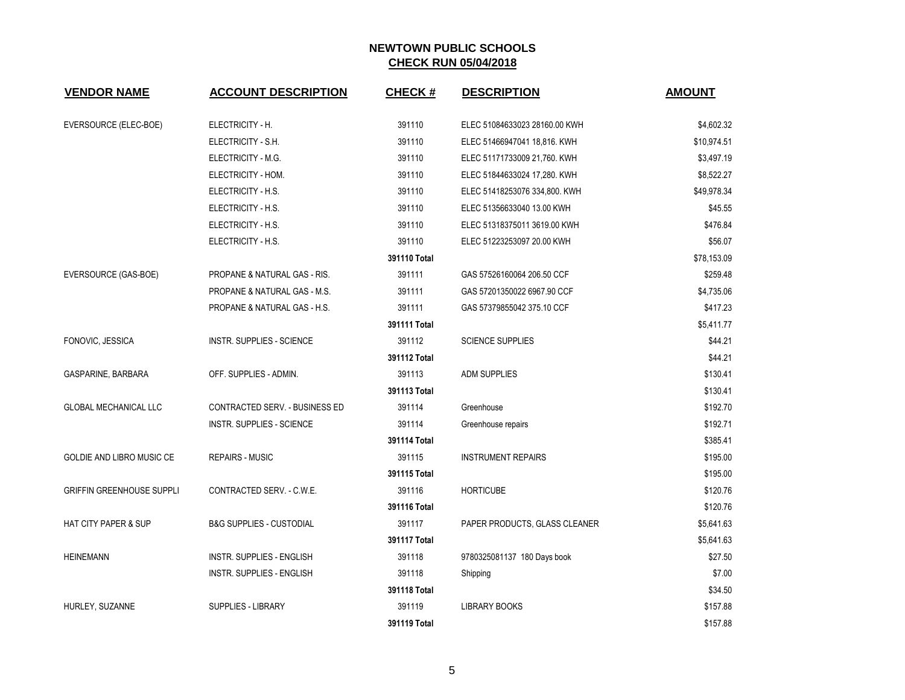# NEWTOWN PUBLIC SCHOOLS
## CHECK RUN 05/04/2018

| VENDOR NAME | ACCOUNT DESCRIPTION | CHECK # | DESCRIPTION | AMOUNT |
|---|---|---|---|---|
| EVERSOURCE (ELEC-BOE) | ELECTRICITY - H. | 391110 | ELEC 51084633023 28160.00 KWH | $4,602.32 |
| | ELECTRICITY - S.H. | 391110 | ELEC 51466947041 18,816. KWH | $10,974.51 |
| | ELECTRICITY - M.G. | 391110 | ELEC 51171733009 21,760. KWH | $3,497.19 |
| | ELECTRICITY - HOM. | 391110 | ELEC 51844633024 17,280. KWH | $8,522.27 |
| | ELECTRICITY - H.S. | 391110 | ELEC 51418253076 334,800. KWH | $49,978.34 |
| | ELECTRICITY - H.S. | 391110 | ELEC 51356633040 13.00 KWH | $45.55 |
| | ELECTRICITY - H.S. | 391110 | ELEC 51318375011 3619.00 KWH | $476.84 |
| | ELECTRICITY - H.S. | 391110 | ELEC 51223253097 20.00 KWH | $56.07 |
| | | **391110 Total** | | $78,153.09 |
| EVERSOURCE (GAS-BOE) | PROPANE & NATURAL GAS - RIS. | 391111 | GAS 57526160064 206.50 CCF | $259.48 |
| | PROPANE & NATURAL GAS - M.S. | 391111 | GAS 57201350022 6967.90 CCF | $4,735.06 |
| | PROPANE & NATURAL GAS - H.S. | 391111 | GAS 57379855042 375.10 CCF | $417.23 |
| | | **391111 Total** | | $5,411.77 |
| FONOVIC, JESSICA | INSTR. SUPPLIES - SCIENCE | 391112 | SCIENCE SUPPLIES | $44.21 |
| | | **391112 Total** | | $44.21 |
| GASPARINE, BARBARA | OFF. SUPPLIES - ADMIN. | 391113 | ADM SUPPLIES | $130.41 |
| | | **391113 Total** | | $130.41 |
| GLOBAL MECHANICAL LLC | CONTRACTED SERV. - BUSINESS ED | 391114 | Greenhouse | $192.70 |
| | INSTR. SUPPLIES - SCIENCE | 391114 | Greenhouse repairs | $192.71 |
| | | **391114 Total** | | $385.41 |
| GOLDIE AND LIBRO MUSIC CE | REPAIRS - MUSIC | 391115 | INSTRUMENT REPAIRS | $195.00 |
| | | **391115 Total** | | $195.00 |
| GRIFFIN GREENHOUSE SUPPLI | CONTRACTED SERV. - C.W.E. | 391116 | HORTICUBE | $120.76 |
| | | **391116 Total** | | $120.76 |
| HAT CITY PAPER & SUP | B&G SUPPLIES - CUSTODIAL | 391117 | PAPER PRODUCTS, GLASS CLEANER | $5,641.63 |
| | | **391117 Total** | | $5,641.63 |
| HEINEMANN | INSTR. SUPPLIES - ENGLISH | 391118 | 9780325081137 180 Days book | $27.50 |
| | INSTR. SUPPLIES - ENGLISH | 391118 | Shipping | $7.00 |
| | | **391118 Total** | | $34.50 |
| HURLEY, SUZANNE | SUPPLIES - LIBRARY | 391119 | LIBRARY BOOKS | $157.88 |
| | | **391119 Total** | | $157.88 |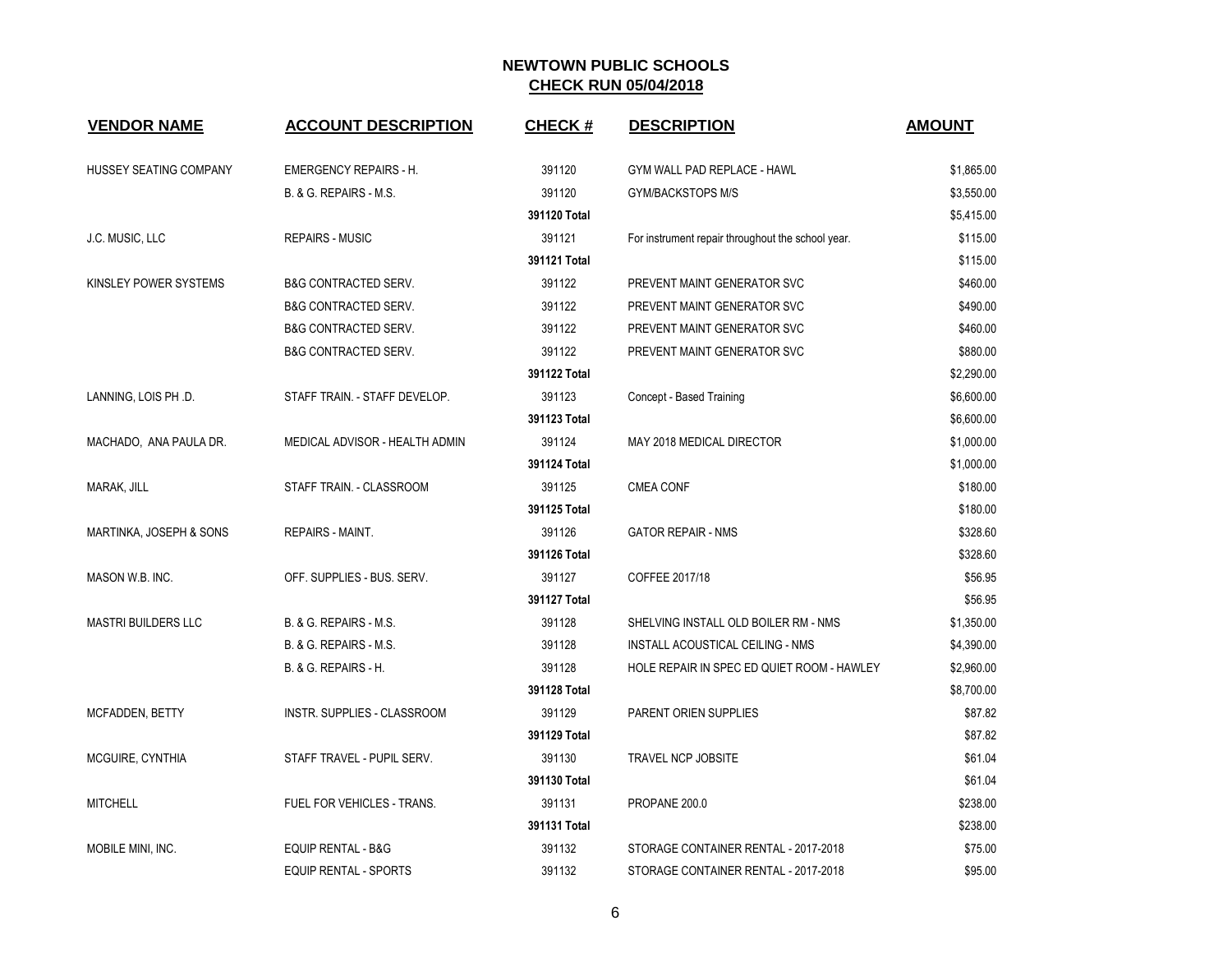# NEWTOWN PUBLIC SCHOOLS
## CHECK RUN 05/04/2018

| VENDOR NAME | ACCOUNT DESCRIPTION | CHECK # | DESCRIPTION | AMOUNT |
|---|---|---|---|---|
| HUSSEY SEATING COMPANY | EMERGENCY REPAIRS - H. | 391120 | GYM WALL PAD REPLACE - HAWL | $1,865.00 |
| | B. & G. REPAIRS - M.S. | 391120 | GYM/BACKSTOPS M/S | $3,550.00 |
| | | **391120 Total** | | $5,415.00 |
| J.C. MUSIC, LLC | REPAIRS - MUSIC | 391121 | For instrument repair throughout the school year. | $115.00 |
| | | **391121 Total** | | $115.00 |
| KINSLEY POWER SYSTEMS | B&G CONTRACTED SERV. | 391122 | PREVENT MAINT GENERATOR SVC | $460.00 |
| | B&G CONTRACTED SERV. | 391122 | PREVENT MAINT GENERATOR SVC | $490.00 |
| | B&G CONTRACTED SERV. | 391122 | PREVENT MAINT GENERATOR SVC | $460.00 |
| | B&G CONTRACTED SERV. | 391122 | PREVENT MAINT GENERATOR SVC | $880.00 |
| | | **391122 Total** | | $2,290.00 |
| LANNING, LOIS PH .D. | STAFF TRAIN. - STAFF DEVELOP. | 391123 | Concept - Based Training | $6,600.00 |
| | | **391123 Total** | | $6,600.00 |
| MACHADO, ANA PAULA DR. | MEDICAL ADVISOR - HEALTH ADMIN | 391124 | MAY 2018 MEDICAL DIRECTOR | $1,000.00 |
| | | **391124 Total** | | $1,000.00 |
| MARAK, JILL | STAFF TRAIN. - CLASSROOM | 391125 | CMEA CONF | $180.00 |
| | | **391125 Total** | | $180.00 |
| MARTINKA, JOSEPH & SONS | REPAIRS - MAINT. | 391126 | GATOR REPAIR - NMS | $328.60 |
| | | **391126 Total** | | $328.60 |
| MASON W.B. INC. | OFF. SUPPLIES - BUS. SERV. | 391127 | COFFEE 2017/18 | $56.95 |
| | | **391127 Total** | | $56.95 |
| MASTRI BUILDERS LLC | B. & G. REPAIRS - M.S. | 391128 | SHELVING INSTALL OLD BOILER RM - NMS | $1,350.00 |
| | B. & G. REPAIRS - M.S. | 391128 | INSTALL ACOUSTICAL CEILING - NMS | $4,390.00 |
| | B. & G. REPAIRS - H. | 391128 | HOLE REPAIR IN SPEC ED QUIET ROOM - HAWLEY | $2,960.00 |
| | | **391128 Total** | | $8,700.00 |
| MCFADDEN, BETTY | INSTR. SUPPLIES - CLASSROOM | 391129 | PARENT ORIEN SUPPLIES | $87.82 |
| | | **391129 Total** | | $87.82 |
| MCGUIRE, CYNTHIA | STAFF TRAVEL - PUPIL SERV. | 391130 | TRAVEL NCP JOBSITE | $61.04 |
| | | **391130 Total** | | $61.04 |
| MITCHELL | FUEL FOR VEHICLES - TRANS. | 391131 | PROPANE 200.0 | $238.00 |
| | | **391131 Total** | | $238.00 |
| MOBILE MINI, INC. | EQUIP RENTAL - B&G | 391132 | STORAGE CONTAINER RENTAL - 2017-2018 | $75.00 |
| | EQUIP RENTAL - SPORTS | 391132 | STORAGE CONTAINER RENTAL - 2017-2018 | $95.00 |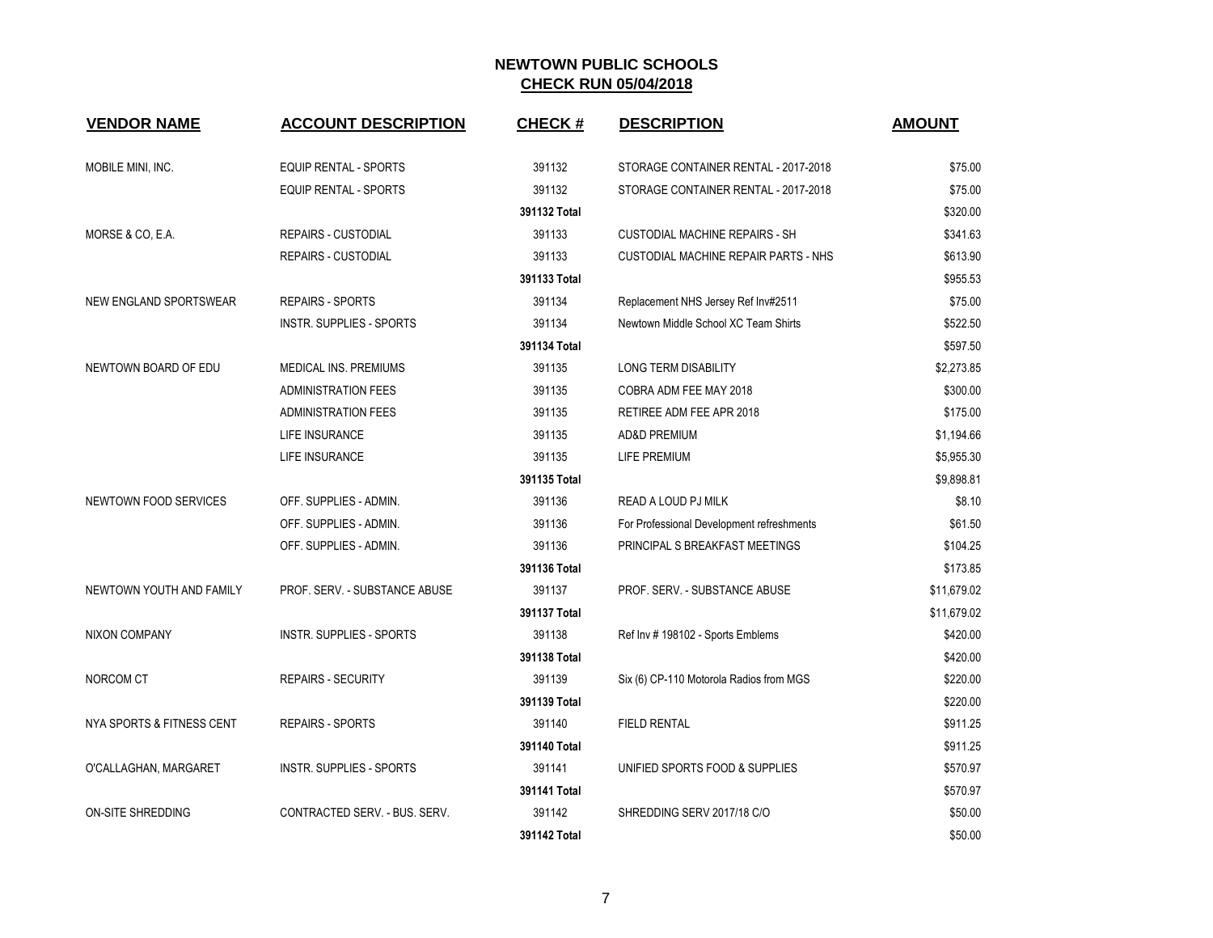## NEWTOWN PUBLIC SCHOOLS
## CHECK RUN 05/04/2018

| VENDOR NAME | ACCOUNT DESCRIPTION | CHECK # | DESCRIPTION | AMOUNT |
|---|---|---|---|---|
| MOBILE MINI, INC. | EQUIP RENTAL - SPORTS | 391132 | STORAGE CONTAINER RENTAL - 2017-2018 | $75.00 |
| | EQUIP RENTAL - SPORTS | 391132 | STORAGE CONTAINER RENTAL - 2017-2018 | $75.00 |
| | | **391132 Total** | | $320.00 |
| MORSE & CO, E.A. | REPAIRS - CUSTODIAL | 391133 | CUSTODIAL MACHINE REPAIRS - SH | $341.63 |
| | REPAIRS - CUSTODIAL | 391133 | CUSTODIAL MACHINE REPAIR PARTS - NHS | $613.90 |
| | | **391133 Total** | | $955.53 |
| NEW ENGLAND SPORTSWEAR | REPAIRS - SPORTS | 391134 | Replacement NHS Jersey Ref Inv#2511 | $75.00 |
| | INSTR. SUPPLIES - SPORTS | 391134 | Newtown Middle School XC Team Shirts | $522.50 |
| | | **391134 Total** | | $597.50 |
| NEWTOWN BOARD OF EDU | MEDICAL INS. PREMIUMS | 391135 | LONG TERM DISABILITY | $2,273.85 |
| | ADMINISTRATION FEES | 391135 | COBRA ADM FEE MAY 2018 | $300.00 |
| | ADMINISTRATION FEES | 391135 | RETIREE ADM FEE APR 2018 | $175.00 |
| | LIFE INSURANCE | 391135 | AD&D PREMIUM | $1,194.66 |
| | LIFE INSURANCE | 391135 | LIFE PREMIUM | $5,955.30 |
| | | **391135 Total** | | $9,898.81 |
| NEWTOWN FOOD SERVICES | OFF. SUPPLIES - ADMIN. | 391136 | READ A LOUD PJ MILK | $8.10 |
| | OFF. SUPPLIES - ADMIN. | 391136 | For Professional Development refreshments | $61.50 |
| | OFF. SUPPLIES - ADMIN. | 391136 | PRINCIPAL S BREAKFAST MEETINGS | $104.25 |
| | | **391136 Total** | | $173.85 |
| NEWTOWN YOUTH AND FAMILY | PROF. SERV. - SUBSTANCE ABUSE | 391137 | PROF. SERV. - SUBSTANCE ABUSE | $11,679.02 |
| | | **391137 Total** | | $11,679.02 |
| NIXON COMPANY | INSTR. SUPPLIES - SPORTS | 391138 | Ref Inv # 198102 - Sports Emblems | $420.00 |
| | | **391138 Total** | | $420.00 |
| NORCOM CT | REPAIRS - SECURITY | 391139 | Six (6) CP-110 Motorola Radios from MGS | $220.00 |
| | | **391139 Total** | | $220.00 |
| NYA SPORTS & FITNESS CENT | REPAIRS - SPORTS | 391140 | FIELD RENTAL | $911.25 |
| | | **391140 Total** | | $911.25 |
| O'CALLAGHAN, MARGARET | INSTR. SUPPLIES - SPORTS | 391141 | UNIFIED SPORTS FOOD & SUPPLIES | $570.97 |
| | | **391141 Total** | | $570.97 |
| ON-SITE SHREDDING | CONTRACTED SERV. - BUS. SERV. | 391142 | SHREDDING SERV 2017/18 C/O | $50.00 |
| | | **391142 Total** | | $50.00 |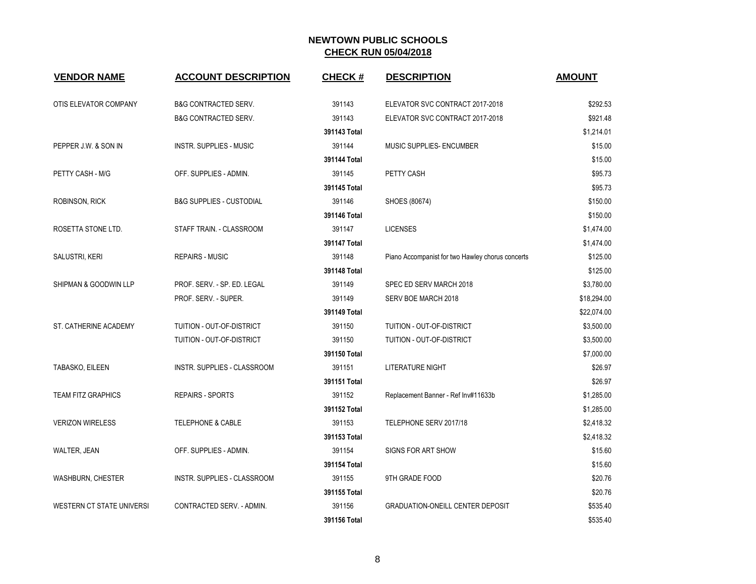# NEWTOWN PUBLIC SCHOOLS

## CHECK RUN 05/04/2018

| VENDOR NAME | ACCOUNT DESCRIPTION | CHECK # | DESCRIPTION | AMOUNT |
|---|---|---|---|---|
| OTIS ELEVATOR COMPANY | B&G CONTRACTED SERV. | 391143 | ELEVATOR SVC CONTRACT 2017-2018 | $292.53 |
| | B&G CONTRACTED SERV. | 391143 | ELEVATOR SVC CONTRACT 2017-2018 | $921.48 |
| | | **391143 Total** | | $1,214.01 |
| PEPPER J.W. & SON IN | INSTR. SUPPLIES - MUSIC | 391144 | MUSIC SUPPLIES- ENCUMBER | $15.00 |
| | | **391144 Total** | | $15.00 |
| PETTY CASH - M/G | OFF. SUPPLIES - ADMIN. | 391145 | PETTY CASH | $95.73 |
| | | **391145 Total** | | $95.73 |
| ROBINSON, RICK | B&G SUPPLIES - CUSTODIAL | 391146 | SHOES (80674) | $150.00 |
| | | **391146 Total** | | $150.00 |
| ROSETTA STONE LTD. | STAFF TRAIN. - CLASSROOM | 391147 | LICENSES | $1,474.00 |
| | | **391147 Total** | | $1,474.00 |
| SALUSTRI, KERI | REPAIRS - MUSIC | 391148 | Piano Accompanist for two Hawley chorus concerts | $125.00 |
| | | **391148 Total** | | $125.00 |
| SHIPMAN & GOODWIN LLP | PROF. SERV. - SP. ED. LEGAL | 391149 | SPEC ED SERV MARCH 2018 | $3,780.00 |
| | PROF. SERV. - SUPER. | 391149 | SERV BOE MARCH 2018 | $18,294.00 |
| | | **391149 Total** | | $22,074.00 |
| ST. CATHERINE ACADEMY | TUITION - OUT-OF-DISTRICT | 391150 | TUITION - OUT-OF-DISTRICT | $3,500.00 |
| | TUITION - OUT-OF-DISTRICT | 391150 | TUITION - OUT-OF-DISTRICT | $3,500.00 |
| | | **391150 Total** | | $7,000.00 |
| TABASKO, EILEEN | INSTR. SUPPLIES - CLASSROOM | 391151 | LITERATURE NIGHT | $26.97 |
| | | **391151 Total** | | $26.97 |
| TEAM FITZ GRAPHICS | REPAIRS - SPORTS | 391152 | Replacement Banner - Ref Inv#11633b | $1,285.00 |
| | | **391152 Total** | | $1,285.00 |
| VERIZON WIRELESS | TELEPHONE & CABLE | 391153 | TELEPHONE SERV 2017/18 | $2,418.32 |
| | | **391153 Total** | | $2,418.32 |
| WALTER, JEAN | OFF. SUPPLIES - ADMIN. | 391154 | SIGNS FOR ART SHOW | $15.60 |
| | | **391154 Total** | | $15.60 |
| WASHBURN, CHESTER | INSTR. SUPPLIES - CLASSROOM | 391155 | 9TH GRADE FOOD | $20.76 |
| | | **391155 Total** | | $20.76 |
| WESTERN CT STATE UNIVERSI | CONTRACTED SERV. - ADMIN. | 391156 | GRADUATION-ONEILL CENTER DEPOSIT | $535.40 |
| | | **391156 Total** | | $535.40 |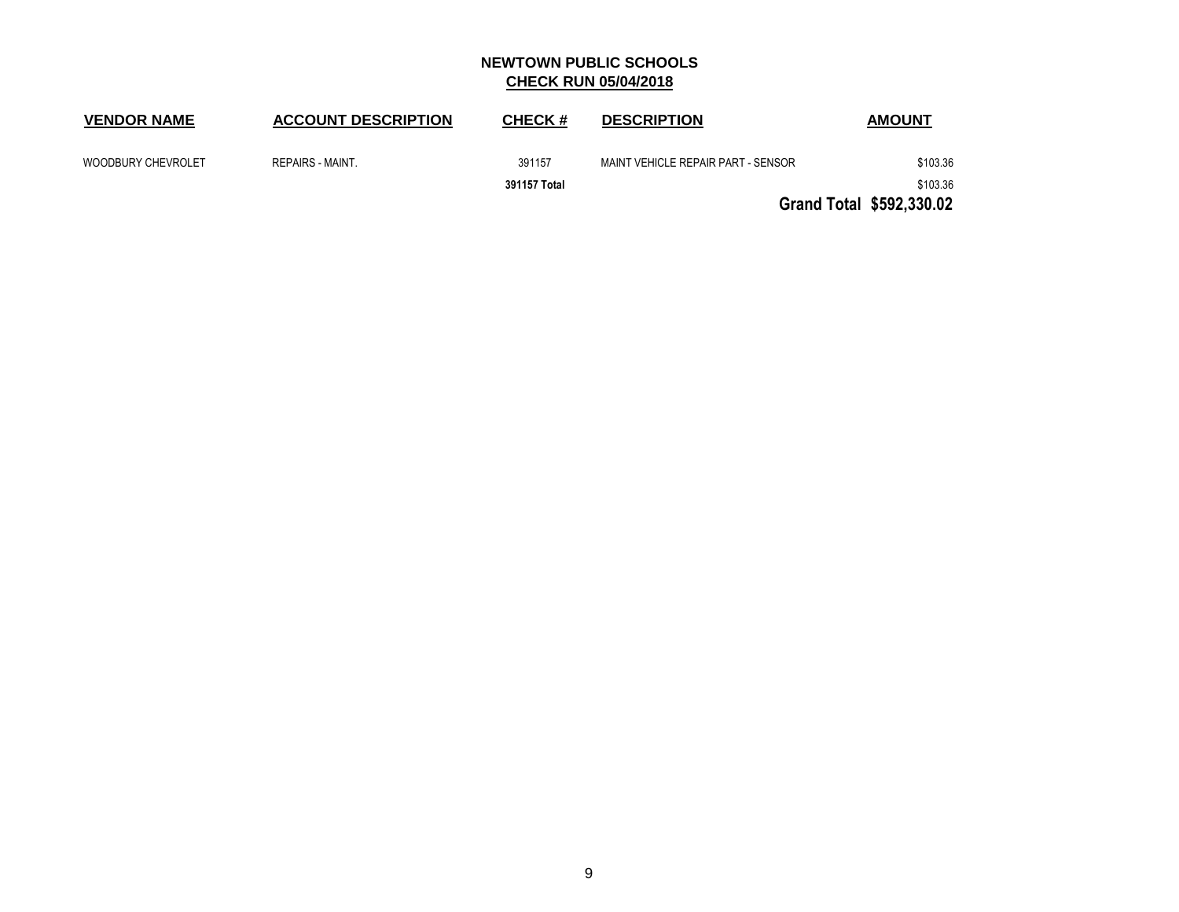**NEWTOWN PUBLIC SCHOOLS**

**CHECK RUN 05/04/2018**

| VENDOR NAME | ACCOUNT DESCRIPTION | CHECK # | DESCRIPTION | AMOUNT |
|---|---|---|---|---|
| WOODBURY CHEVROLET | REPAIRS - MAINT. | 391157 | MAINT VEHICLE REPAIR PART - SENSOR | $103.36 |
| | | **391157 Total** | | $103.36 |
| | | | **Grand Total** | **$592,330.02** |